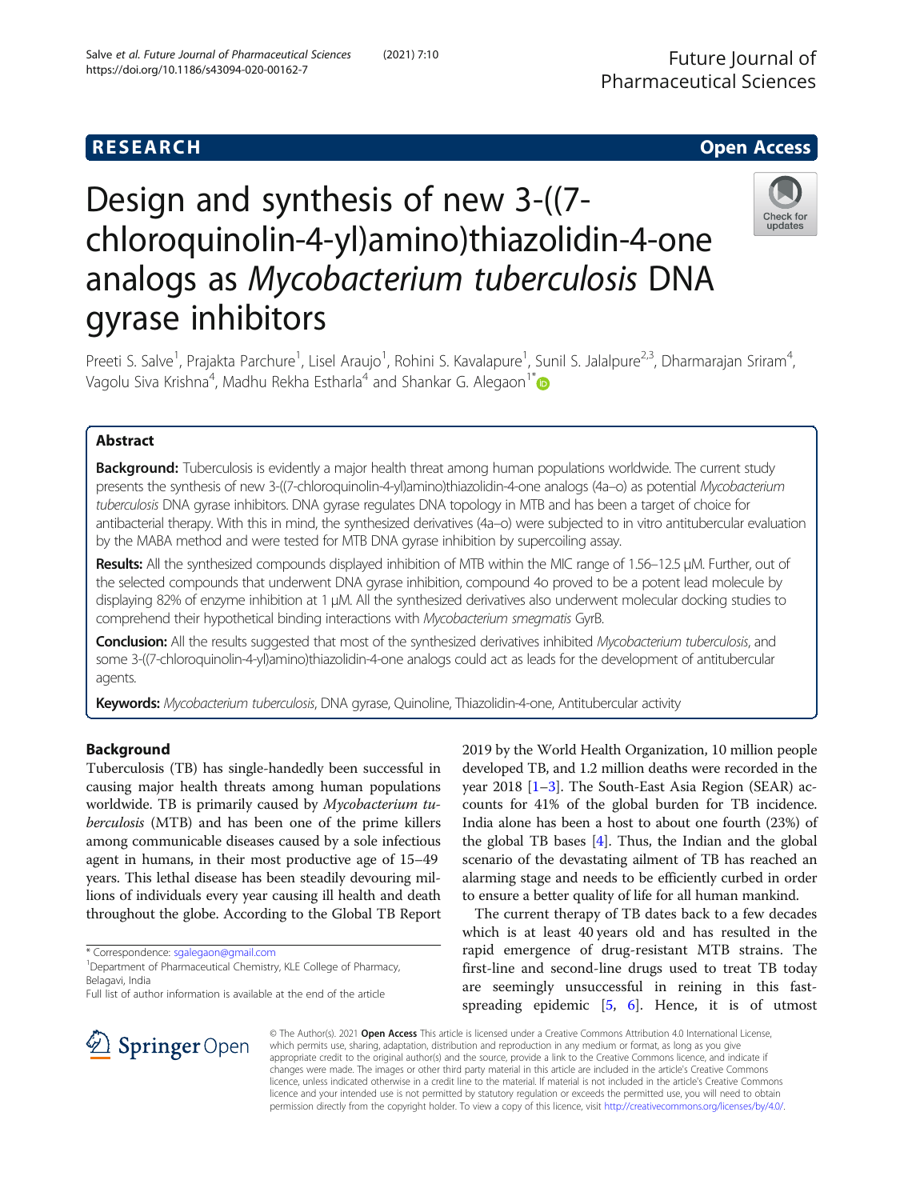RESEARCH Open Access

# Design and synthesis of new 3-((7-chloroquinolin-4-yl)amino)thiazolidin-4-one analogs as *Mycobacterium tuberculosis* DNA gyrase inhibitors

Preeti S. Salve[1], Prajakta Parchure[1], Lisel Araujo[1], Rohini S. Kavalapure[1], Sunil S. Jalalpure[2,3], Dharmarajan Sriram[4], Vagolu Siva Krishna[4], Madhu Rekha Estharla[4] and Shankar G. Alegaon[1*]

## Abstract

**Background:** Tuberculosis is evidently a major health threat among human populations worldwide. The current study presents the synthesis of new 3-((7-chloroquinolin-4-yl)amino)thiazolidin-4-one analogs (4a–o) as potential *Mycobacterium tuberculosis* DNA gyrase inhibitors. DNA gyrase regulates DNA topology in MTB and has been a target of choice for antibacterial therapy. With this in mind, the synthesized derivatives (4a–o) were subjected to in vitro antitubercular evaluation by the MABA method and were tested for MTB DNA gyrase inhibition by supercoiling assay.

**Results:** All the synthesized compounds displayed inhibition of MTB within the MIC range of 1.56–12.5 μM. Further, out of the selected compounds that underwent DNA gyrase inhibition, compound 4o proved to be a potent lead molecule by displaying 82% of enzyme inhibition at 1 μM. All the synthesized derivatives also underwent molecular docking studies to comprehend their hypothetical binding interactions with *Mycobacterium smegmatis* GyrB.

**Conclusion:** All the results suggested that most of the synthesized derivatives inhibited *Mycobacterium tuberculosis*, and some 3-((7-chloroquinolin-4-yl)amino)thiazolidin-4-one analogs could act as leads for the development of antitubercular agents.

**Keywords:** *Mycobacterium tuberculosis*, DNA gyrase, Quinoline, Thiazolidin-4-one, Antitubercular activity

## Background

Tuberculosis (TB) has single-handedly been successful in causing major health threats among human populations worldwide. TB is primarily caused by *Mycobacterium tuberculosis* (MTB) and has been one of the prime killers among communicable diseases caused by a sole infectious agent in humans, in their most productive age of 15–49 years. This lethal disease has been steadily devouring millions of individuals every year causing ill health and death throughout the globe. According to the Global TB Report 2019 by the World Health Organization, 10 million people developed TB, and 1.2 million deaths were recorded in the year 2018 [1–3]. The South-East Asia Region (SEAR) accounts for 41% of the global burden for TB incidence. India alone has been a host to about one fourth (23%) of the global TB bases [4]. Thus, the Indian and the global scenario of the devastating ailment of TB has reached an alarming stage and needs to be efficiently curbed in order to ensure a better quality of life for all human mankind.

The current therapy of TB dates back to a few decades which is at least 40 years old and has resulted in the rapid emergence of drug-resistant MTB strains. The first-line and second-line drugs used to treat TB today are seemingly unsuccessful in reining in this fast-spreading epidemic [5, 6]. Hence, it is of utmost

\* Correspondence: sgalegaon@gmail.com
[1]Department of Pharmaceutical Chemistry, KLE College of Pharmacy, Belagavi, India
Full list of author information is available at the end of the article

© The Author(s). 2021 **Open Access** This article is licensed under a Creative Commons Attribution 4.0 International License, which permits use, sharing, adaptation, distribution and reproduction in any medium or format, as long as you give appropriate credit to the original author(s) and the source, provide a link to the Creative Commons licence, and indicate if changes were made. The images or other third party material in this article are included in the article's Creative Commons licence, unless indicated otherwise in a credit line to the material. If material is not included in the article's Creative Commons licence and your intended use is not permitted by statutory regulation or exceeds the permitted use, you will need to obtain permission directly from the copyright holder. To view a copy of this licence, visit http://creativecommons.org/licenses/by/4.0/.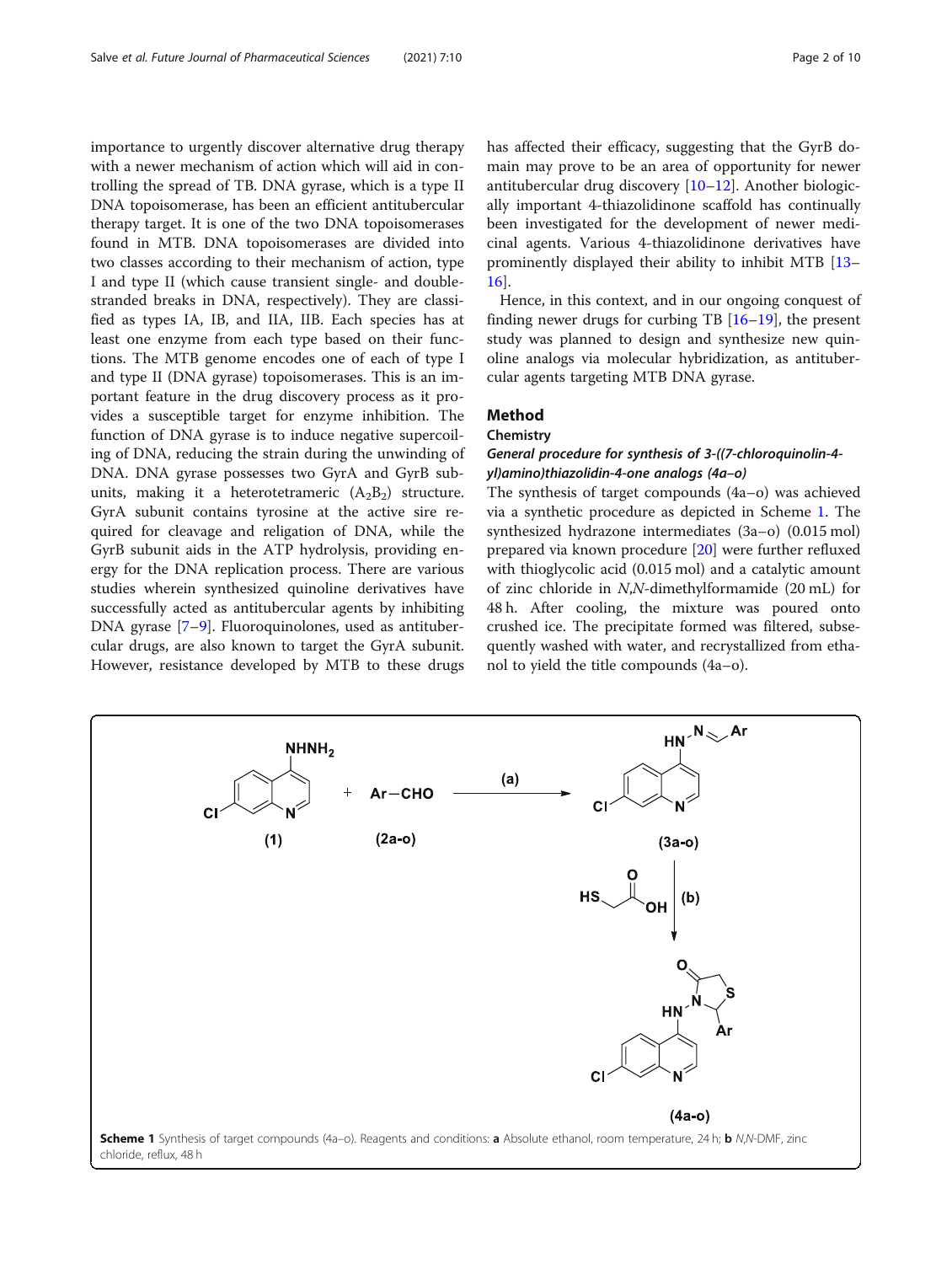importance to urgently discover alternative drug therapy with a newer mechanism of action which will aid in controlling the spread of TB. DNA gyrase, which is a type II DNA topoisomerase, has been an efficient antitubercular therapy target. It is one of the two DNA topoisomerases found in MTB. DNA topoisomerases are divided into two classes according to their mechanism of action, type I and type II (which cause transient single- and double-stranded breaks in DNA, respectively). They are classified as types IA, IB, and IIA, IIB. Each species has at least one enzyme from each type based on their functions. The MTB genome encodes one of each of type I and type II (DNA gyrase) topoisomerases. This is an important feature in the drug discovery process as it provides a susceptible target for enzyme inhibition. The function of DNA gyrase is to induce negative supercoiling of DNA, reducing the strain during the unwinding of DNA. DNA gyrase possesses two GyrA and GyrB subunits, making it a heterotetrameric ($A_2B_2$) structure. GyrA subunit contains tyrosine at the active sire required for cleavage and religation of DNA, while the GyrB subunit aids in the ATP hydrolysis, providing energy for the DNA replication process. There are various studies wherein synthesized quinoline derivatives have successfully acted as antitubercular agents by inhibiting DNA gyrase [7–9]. Fluoroquinolones, used as antitubercular drugs, are also known to target the GyrA subunit. However, resistance developed by MTB to these drugs has affected their efficacy, suggesting that the GyrB domain may prove to be an area of opportunity for newer antitubercular drug discovery [10–12]. Another biologically important 4-thiazolidinone scaffold has continually been investigated for the development of newer medicinal agents. Various 4-thiazolidinone derivatives have prominently displayed their ability to inhibit MTB [13–16].

Hence, in this context, and in our ongoing conquest of finding newer drugs for curbing TB [16–19], the present study was planned to design and synthesize new quinoline analogs via molecular hybridization, as antitubercular agents targeting MTB DNA gyrase.

## Method

### Chemistry

#### *General procedure for synthesis of 3-((7-chloroquinolin-4-yl)amino)thiazolidin-4-one analogs (4a–o)*

The synthesis of target compounds (4a–o) was achieved via a synthetic procedure as depicted in Scheme 1. The synthesized hydrazone intermediates (3a–o) (0.015 mol) prepared via known procedure [20] were further refluxed with thioglycolic acid (0.015 mol) and a catalytic amount of zinc chloride in *N*,*N*-dimethylformamide (20 mL) for 48 h. After cooling, the mixture was poured onto crushed ice. The precipitate formed was filtered, subsequently washed with water, and recrystallized from ethanol to yield the title compounds (4a–o).

**Scheme 1** Synthesis of target compounds (4a–o). Reagents and conditions: **a** Absolute ethanol, room temperature, 24 h; **b** *N*,*N*-DMF, zinc chloride, reflux, 48 h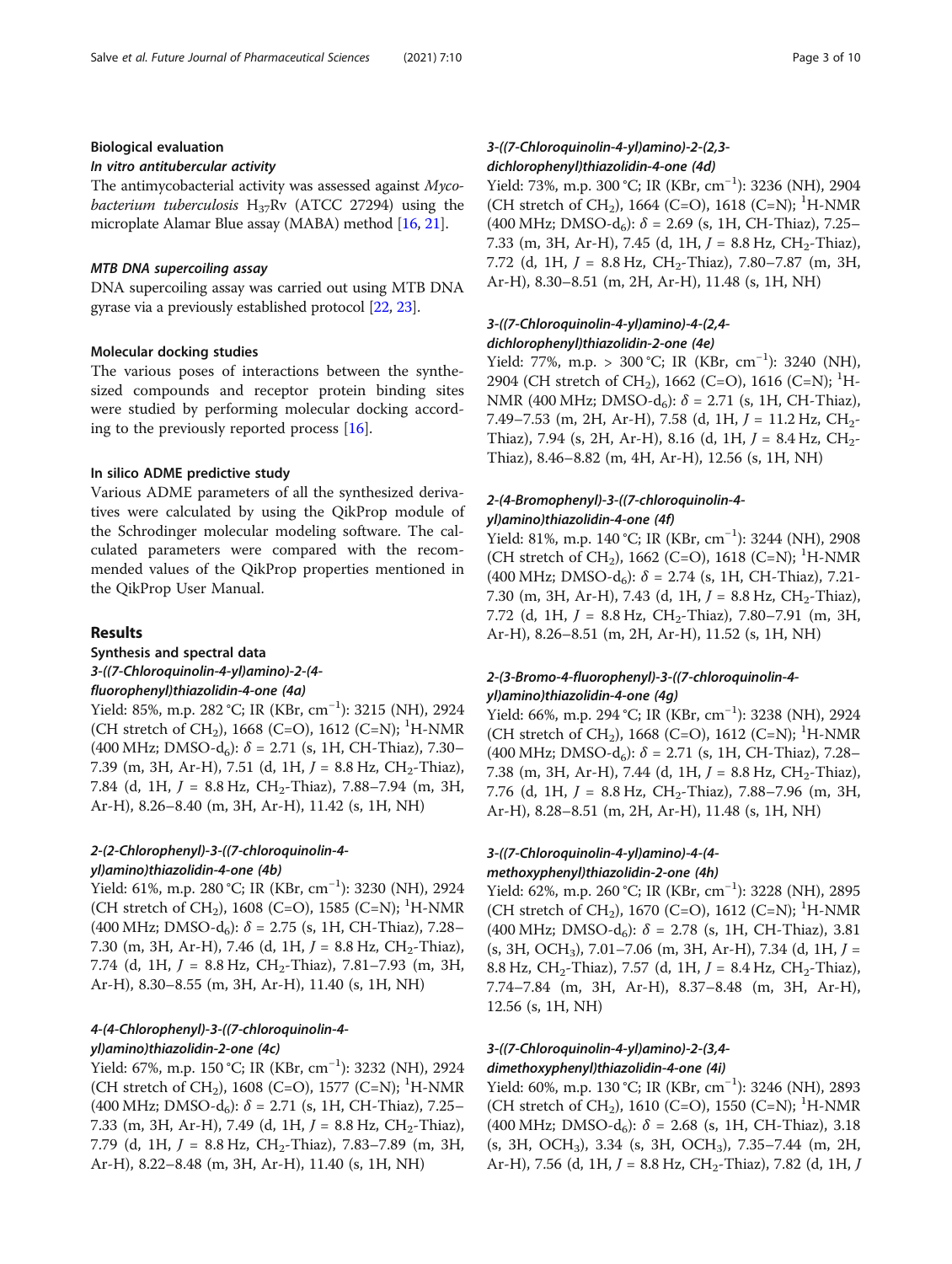### Biological evaluation

#### In vitro antitubercular activity

The antimycobacterial activity was assessed against *Mycobacterium tuberculosis* $H_{37}Rv$ (ATCC 27294) using the microplate Alamar Blue assay (MABA) method [16, 21].

#### MTB DNA supercoiling assay

DNA supercoiling assay was carried out using MTB DNA gyrase via a previously established protocol [22, 23].

#### Molecular docking studies

The various poses of interactions between the synthesized compounds and receptor protein binding sites were studied by performing molecular docking according to the previously reported process [16].

#### In silico ADME predictive study

Various ADME parameters of all the synthesized derivatives were calculated by using the QikProp module of the Schrodinger molecular modeling software. The calculated parameters were compared with the recommended values of the QikProp properties mentioned in the QikProp User Manual.

## Results

### Synthesis and spectral data

#### *3-((7-Chloroquinolin-4-yl)amino)-2-(4-fluorophenyl)thiazolidin-4-one (4a)*

Yield: 85%, m.p. 282 °C; IR (KBr, $cm^{-1}$): 3215 (NH), 2924 (CH stretch of $CH_2$), 1668 (C=O), 1612 (C=N); $^1$H-NMR (400 MHz; DMSO-$d_6$): $\delta$ = 2.71 (s, 1H, CH-Thiaz), 7.30–7.39 (m, 3H, Ar-H), 7.51 (d, 1H, $J$ = 8.8 Hz, $CH_2$-Thiaz), 7.84 (d, 1H, $J$ = 8.8 Hz, $CH_2$-Thiaz), 7.88–7.94 (m, 3H, Ar-H), 8.26–8.40 (m, 3H, Ar-H), 11.42 (s, 1H, NH)

#### *2-(2-Chlorophenyl)-3-((7-chloroquinolin-4-yl)amino)thiazolidin-4-one (4b)*

Yield: 61%, m.p. 280 °C; IR (KBr, $cm^{-1}$): 3230 (NH), 2924 (CH stretch of $CH_2$), 1608 (C=O), 1585 (C=N); $^1$H-NMR (400 MHz; DMSO-$d_6$): $\delta$ = 2.75 (s, 1H, CH-Thiaz), 7.28–7.30 (m, 3H, Ar-H), 7.46 (d, 1H, $J$ = 8.8 Hz, $CH_2$-Thiaz), 7.74 (d, 1H, $J$ = 8.8 Hz, $CH_2$-Thiaz), 7.81–7.93 (m, 3H, Ar-H), 8.30–8.55 (m, 3H, Ar-H), 11.40 (s, 1H, NH)

#### *4-(4-Chlorophenyl)-3-((7-chloroquinolin-4-yl)amino)thiazolidin-2-one (4c)*

Yield: 67%, m.p. 150 °C; IR (KBr, $cm^{-1}$): 3232 (NH), 2924 (CH stretch of $CH_2$), 1608 (C=O), 1577 (C=N); $^1$H-NMR (400 MHz; DMSO-$d_6$): $\delta$ = 2.71 (s, 1H, CH-Thiaz), 7.25–7.33 (m, 3H, Ar-H), 7.49 (d, 1H, $J$ = 8.8 Hz, $CH_2$-Thiaz), 7.79 (d, 1H, $J$ = 8.8 Hz, $CH_2$-Thiaz), 7.83–7.89 (m, 3H, Ar-H), 8.22–8.48 (m, 3H, Ar-H), 11.40 (s, 1H, NH)

#### *3-((7-Chloroquinolin-4-yl)amino)-2-(2,3-dichlorophenyl)thiazolidin-4-one (4d)*

Yield: 73%, m.p. 300 °C; IR (KBr, $cm^{-1}$): 3236 (NH), 2904 (CH stretch of $CH_2$), 1664 (C=O), 1618 (C=N); $^1$H-NMR (400 MHz; DMSO-$d_6$): $\delta$ = 2.69 (s, 1H, CH-Thiaz), 7.25–7.33 (m, 3H, Ar-H), 7.45 (d, 1H, $J$ = 8.8 Hz, $CH_2$-Thiaz), 7.72 (d, 1H, $J$ = 8.8 Hz, $CH_2$-Thiaz), 7.80–7.87 (m, 3H, Ar-H), 8.30–8.51 (m, 2H, Ar-H), 11.48 (s, 1H, NH)

#### *3-((7-Chloroquinolin-4-yl)amino)-4-(2,4-dichlorophenyl)thiazolidin-2-one (4e)*

Yield: 77%, m.p. > 300 °C; IR (KBr, $cm^{-1}$): 3240 (NH), 2904 (CH stretch of $CH_2$), 1662 (C=O), 1616 (C=N); $^1$H-NMR (400 MHz; DMSO-$d_6$): $\delta$ = 2.71 (s, 1H, CH-Thiaz), 7.49–7.53 (m, 2H, Ar-H), 7.58 (d, 1H, $J$ = 11.2 Hz, $CH_2$-Thiaz), 7.94 (s, 2H, Ar-H), 8.16 (d, 1H, $J$ = 8.4 Hz, $CH_2$-Thiaz), 8.46–8.82 (m, 4H, Ar-H), 12.56 (s, 1H, NH)

#### *2-(4-Bromophenyl)-3-((7-chloroquinolin-4-yl)amino)thiazolidin-4-one (4f)*

Yield: 81%, m.p. 140 °C; IR (KBr, $cm^{-1}$): 3244 (NH), 2908 (CH stretch of $CH_2$), 1662 (C=O), 1618 (C=N); $^1$H-NMR (400 MHz; DMSO-$d_6$): $\delta$ = 2.74 (s, 1H, CH-Thiaz), 7.21-7.30 (m, 3H, Ar-H), 7.43 (d, 1H, $J$ = 8.8 Hz, $CH_2$-Thiaz), 7.72 (d, 1H, $J$ = 8.8 Hz, $CH_2$-Thiaz), 7.80–7.91 (m, 3H, Ar-H), 8.26–8.51 (m, 2H, Ar-H), 11.52 (s, 1H, NH)

#### *2-(3-Bromo-4-fluorophenyl)-3-((7-chloroquinolin-4-yl)amino)thiazolidin-4-one (4g)*

Yield: 66%, m.p. 294 °C; IR (KBr, $cm^{-1}$): 3238 (NH), 2924 (CH stretch of $CH_2$), 1668 (C=O), 1612 (C=N); $^1$H-NMR (400 MHz; DMSO-$d_6$): $\delta$ = 2.71 (s, 1H, CH-Thiaz), 7.28–7.38 (m, 3H, Ar-H), 7.44 (d, 1H, $J$ = 8.8 Hz, $CH_2$-Thiaz), 7.76 (d, 1H, $J$ = 8.8 Hz, $CH_2$-Thiaz), 7.88–7.96 (m, 3H, Ar-H), 8.28–8.51 (m, 2H, Ar-H), 11.48 (s, 1H, NH)

#### *3-((7-Chloroquinolin-4-yl)amino)-4-(4-methoxyphenyl)thiazolidin-2-one (4h)*

Yield: 62%, m.p. 260 °C; IR (KBr, $cm^{-1}$): 3228 (NH), 2895 (CH stretch of $CH_2$), 1670 (C=O), 1612 (C=N); $^1$H-NMR (400 MHz; DMSO-$d_6$): $\delta$ = 2.78 (s, 1H, CH-Thiaz), 3.81 (s, 3H, $OCH_3$), 7.01–7.06 (m, 3H, Ar-H), 7.34 (d, 1H, $J$ = 8.8 Hz, $CH_2$-Thiaz), 7.57 (d, 1H, $J$ = 8.4 Hz, $CH_2$-Thiaz), 7.74–7.84 (m, 3H, Ar-H), 8.37–8.48 (m, 3H, Ar-H), 12.56 (s, 1H, NH)

#### *3-((7-Chloroquinolin-4-yl)amino)-2-(3,4-dimethoxyphenyl)thiazolidin-4-one (4i)*

Yield: 60%, m.p. 130 °C; IR (KBr, $cm^{-1}$): 3246 (NH), 2893 (CH stretch of $CH_2$), 1610 (C=O), 1550 (C=N); $^1$H-NMR (400 MHz; DMSO-$d_6$): $\delta$ = 2.68 (s, 1H, CH-Thiaz), 3.18 (s, 3H, $OCH_3$), 3.34 (s, 3H, $OCH_3$), 7.35–7.44 (m, 2H, Ar-H), 7.56 (d, 1H, $J$ = 8.8 Hz, $CH_2$-Thiaz), 7.82 (d, 1H, $J$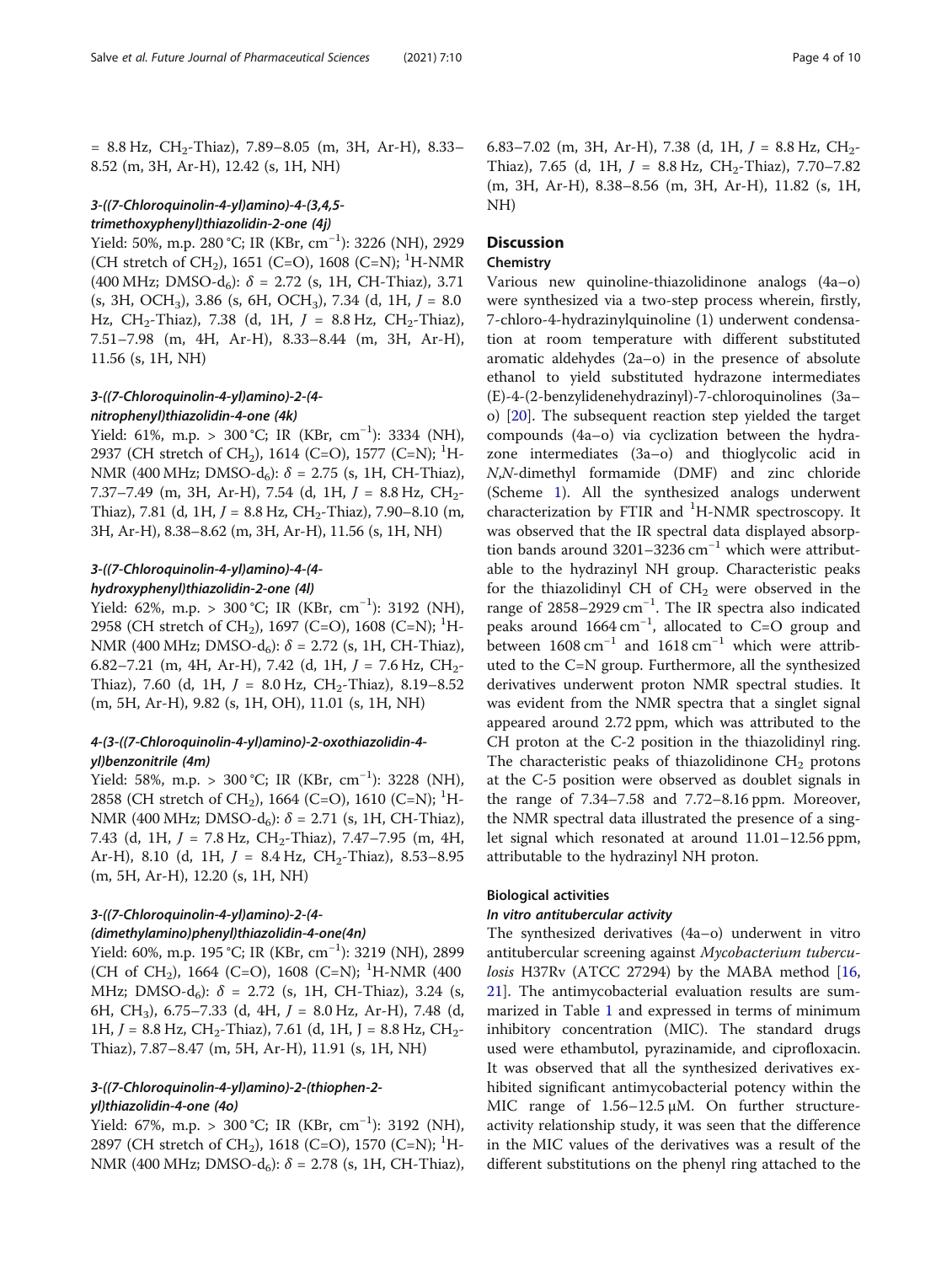= 8.8 Hz, $CH_2$-Thiaz), 7.89–8.05 (m, 3H, Ar-H), 8.33–8.52 (m, 3H, Ar-H), 12.42 (s, 1H, NH)

### 3-((7-Chloroquinolin-4-yl)amino)-4-(3,4,5-trimethoxyphenyl)thiazolidin-2-one (4j)

Yield: 50%, m.p. 280 °C; IR (KBr, $cm^{-1}$): 3226 (NH), 2929 (CH stretch of $CH_2$), 1651 (C=O), 1608 (C=N); $^1$H-NMR (400 MHz; DMSO-$d_6$): $\delta$ = 2.72 (s, 1H, CH-Thiaz), 3.71 (s, 3H, $OCH_3$), 3.86 (s, 6H, $OCH_3$), 7.34 (d, 1H, $J$ = 8.0 Hz, $CH_2$-Thiaz), 7.38 (d, 1H, $J$ = 8.8 Hz, $CH_2$-Thiaz), 7.51–7.98 (m, 4H, Ar-H), 8.33–8.44 (m, 3H, Ar-H), 11.56 (s, 1H, NH)

### 3-((7-Chloroquinolin-4-yl)amino)-2-(4-nitrophenyl)thiazolidin-4-one (4k)

Yield: 61%, m.p. > 300 °C; IR (KBr, $cm^{-1}$): 3334 (NH), 2937 (CH stretch of $CH_2$), 1614 (C=O), 1577 (C=N); $^1$H-NMR (400 MHz; DMSO-$d_6$): $\delta$ = 2.75 (s, 1H, CH-Thiaz), 7.37–7.49 (m, 3H, Ar-H), 7.54 (d, 1H, $J$ = 8.8 Hz, $CH_2$-Thiaz), 7.81 (d, 1H, $J$ = 8.8 Hz, $CH_2$-Thiaz), 7.90–8.10 (m, 3H, Ar-H), 8.38–8.62 (m, 3H, Ar-H), 11.56 (s, 1H, NH)

### 3-((7-Chloroquinolin-4-yl)amino)-4-(4-hydroxyphenyl)thiazolidin-2-one (4l)

Yield: 62%, m.p. > 300 °C; IR (KBr, $cm^{-1}$): 3192 (NH), 2958 (CH stretch of $CH_2$), 1697 (C=O), 1608 (C=N); $^1$H-NMR (400 MHz; DMSO-$d_6$): $\delta$ = 2.72 (s, 1H, CH-Thiaz), 6.82–7.21 (m, 4H, Ar-H), 7.42 (d, 1H, $J$ = 7.6 Hz, $CH_2$-Thiaz), 7.60 (d, 1H, $J$ = 8.0 Hz, $CH_2$-Thiaz), 8.19–8.52 (m, 5H, Ar-H), 9.82 (s, 1H, OH), 11.01 (s, 1H, NH)

### 4-(3-((7-Chloroquinolin-4-yl)amino)-2-oxothiazolidin-4-yl)benzonitrile (4m)

Yield: 58%, m.p. > 300 °C; IR (KBr, $cm^{-1}$): 3228 (NH), 2858 (CH stretch of $CH_2$), 1664 (C=O), 1610 (C=N); $^1$H-NMR (400 MHz; DMSO-$d_6$): $\delta$ = 2.71 (s, 1H, CH-Thiaz), 7.43 (d, 1H, $J$ = 7.8 Hz, $CH_2$-Thiaz), 7.47–7.95 (m, 4H, Ar-H), 8.10 (d, 1H, $J$ = 8.4 Hz, $CH_2$-Thiaz), 8.53–8.95 (m, 5H, Ar-H), 12.20 (s, 1H, NH)

### 3-((7-Chloroquinolin-4-yl)amino)-2-(4-(dimethylamino)phenyl)thiazolidin-4-one(4n)

Yield: 60%, m.p. 195 °C; IR (KBr, $cm^{-1}$): 3219 (NH), 2899 (CH of $CH_2$), 1664 (C=O), 1608 (C=N); $^1$H-NMR (400 MHz; DMSO-$d_6$): $\delta$ = 2.72 (s, 1H, CH-Thiaz), 3.24 (s, 6H, $CH_3$), 6.75–7.33 (d, 4H, $J$ = 8.0 Hz, Ar-H), 7.48 (d, 1H, $J$ = 8.8 Hz, $CH_2$-Thiaz), 7.61 (d, 1H, J = 8.8 Hz, $CH_2$-Thiaz), 7.87–8.47 (m, 5H, Ar-H), 11.91 (s, 1H, NH)

### 3-((7-Chloroquinolin-4-yl)amino)-2-(thiophen-2-yl)thiazolidin-4-one (4o)

Yield: 67%, m.p. > 300 °C; IR (KBr, $cm^{-1}$): 3192 (NH), 2897 (CH stretch of $CH_2$), 1618 (C=O), 1570 (C=N); $^1$H-NMR (400 MHz; DMSO-$d_6$): $\delta$ = 2.78 (s, 1H, CH-Thiaz), 6.83–7.02 (m, 3H, Ar-H), 7.38 (d, 1H, $J$ = 8.8 Hz, $CH_2$-Thiaz), 7.65 (d, 1H, $J$ = 8.8 Hz, $CH_2$-Thiaz), 7.70–7.82 (m, 3H, Ar-H), 8.38–8.56 (m, 3H, Ar-H), 11.82 (s, 1H, NH)

## Discussion

### Chemistry

Various new quinoline-thiazolidinone analogs (4a–o) were synthesized via a two-step process wherein, firstly, 7-chloro-4-hydrazinylquinoline (1) underwent condensation at room temperature with different substituted aromatic aldehydes (2a–o) in the presence of absolute ethanol to yield substituted hydrazone intermediates (E)-4-(2-benzylidenehydrazinyl)-7-chloroquinolines (3a–o) [20]. The subsequent reaction step yielded the target compounds (4a–o) via cyclization between the hydrazone intermediates (3a–o) and thioglycolic acid in *N,N*-dimethyl formamide (DMF) and zinc chloride (Scheme 1). All the synthesized analogs underwent characterization by FTIR and $^1$H-NMR spectroscopy. It was observed that the IR spectral data displayed absorption bands around 3201–3236 $cm^{-1}$ which were attributable to the hydrazinyl NH group. Characteristic peaks for the thiazolidinyl CH of $CH_2$ were observed in the range of 2858–2929 $cm^{-1}$. The IR spectra also indicated peaks around 1664 $cm^{-1}$, allocated to C=O group and between 1608 $cm^{-1}$ and 1618 $cm^{-1}$ which were attributed to the C=N group. Furthermore, all the synthesized derivatives underwent proton NMR spectral studies. It was evident from the NMR spectra that a singlet signal appeared around 2.72 ppm, which was attributed to the CH proton at the C-2 position in the thiazolidinyl ring. The characteristic peaks of thiazolidinone $CH_2$ protons at the C-5 position were observed as doublet signals in the range of 7.34–7.58 and 7.72–8.16 ppm. Moreover, the NMR spectral data illustrated the presence of a singlet signal which resonated at around 11.01–12.56 ppm, attributable to the hydrazinyl NH proton.

### Biological activities

#### *In vitro antitubercular activity*

The synthesized derivatives (4a–o) underwent in vitro antitubercular screening against *Mycobacterium tuberculosis* H37Rv (ATCC 27294) by the MABA method [16, 21]. The antimycobacterial evaluation results are summarized in Table 1 and expressed in terms of minimum inhibitory concentration (MIC). The standard drugs used were ethambutol, pyrazinamide, and ciprofloxacin. It was observed that all the synthesized derivatives exhibited significant antimycobacterial potency within the MIC range of 1.56–12.5 μM. On further structure-activity relationship study, it was seen that the difference in the MIC values of the derivatives was a result of the different substitutions on the phenyl ring attached to the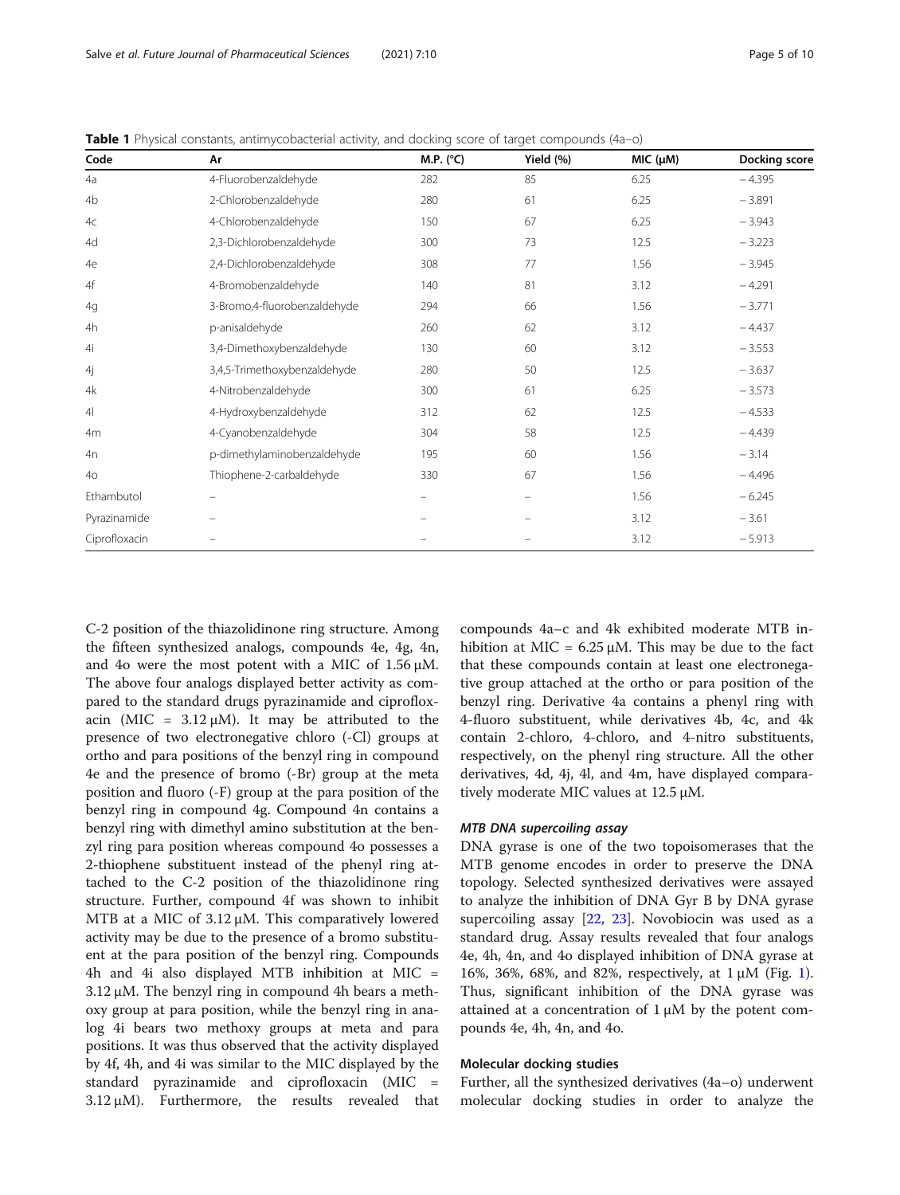**Table 1** Physical constants, antimycobacterial activity, and docking score of target compounds (4a–o)

| Code | Ar | M.P. (°C) | Yield (%) | MIC (μM) | Docking score |
|---|---|---|---|---|---|
| 4a | 4-Fluorobenzaldehyde | 282 | 85 | 6.25 | − 4.395 |
| 4b | 2-Chlorobenzaldehyde | 280 | 61 | 6.25 | − 3.891 |
| 4c | 4-Chlorobenzaldehyde | 150 | 67 | 6.25 | − 3.943 |
| 4d | 2,3-Dichlorobenzaldehyde | 300 | 73 | 12.5 | − 3.223 |
| 4e | 2,4-Dichlorobenzaldehyde | 308 | 77 | 1.56 | − 3.945 |
| 4f | 4-Bromobenzaldehyde | 140 | 81 | 3.12 | − 4.291 |
| 4g | 3-Bromo,4-fluorobenzaldehyde | 294 | 66 | 1.56 | − 3.771 |
| 4h | p-anisaldehyde | 260 | 62 | 3.12 | − 4.437 |
| 4i | 3,4-Dimethoxybenzaldehyde | 130 | 60 | 3.12 | − 3.553 |
| 4j | 3,4,5-Trimethoxybenzaldehyde | 280 | 50 | 12.5 | − 3.637 |
| 4k | 4-Nitrobenzaldehyde | 300 | 61 | 6.25 | − 3.573 |
| 4l | 4-Hydroxybenzaldehyde | 312 | 62 | 12.5 | − 4.533 |
| 4m | 4-Cyanobenzaldehyde | 304 | 58 | 12.5 | − 4.439 |
| 4n | p-dimethylaminobenzaldehyde | 195 | 60 | 1.56 | − 3.14 |
| 4o | Thiophene-2-carbaldehyde | 330 | 67 | 1.56 | − 4.496 |
| Ethambutol | – | – | – | 1.56 | − 6.245 |
| Pyrazinamide | – | – | – | 3.12 | − 3.61 |
| Ciprofloxacin | – | – | – | 3.12 | − 5.913 |

C-2 position of the thiazolidinone ring structure. Among the fifteen synthesized analogs, compounds 4e, 4g, 4n, and 4o were the most potent with a MIC of 1.56 μM. The above four analogs displayed better activity as compared to the standard drugs pyrazinamide and ciprofloxacin (MIC = 3.12 μM). It may be attributed to the presence of two electronegative chloro (-Cl) groups at ortho and para positions of the benzyl ring in compound 4e and the presence of bromo (-Br) group at the meta position and fluoro (-F) group at the para position of the benzyl ring in compound 4g. Compound 4n contains a benzyl ring with dimethyl amino substitution at the benzyl ring para position whereas compound 4o possesses a 2-thiophene substituent instead of the phenyl ring attached to the C-2 position of the thiazolidinone ring structure. Further, compound 4f was shown to inhibit MTB at a MIC of 3.12 μM. This comparatively lowered activity may be due to the presence of a bromo substituent at the para position of the benzyl ring. Compounds 4h and 4i also displayed MTB inhibition at MIC = 3.12 μM. The benzyl ring in compound 4h bears a methoxy group at para position, while the benzyl ring in analog 4i bears two methoxy groups at meta and para positions. It was thus observed that the activity displayed by 4f, 4h, and 4i was similar to the MIC displayed by the standard pyrazinamide and ciprofloxacin (MIC = 3.12 μM). Furthermore, the results revealed that compounds 4a–c and 4k exhibited moderate MTB inhibition at MIC = 6.25 μM. This may be due to the fact that these compounds contain at least one electronegative group attached at the ortho or para position of the benzyl ring. Derivative 4a contains a phenyl ring with 4-fluoro substituent, while derivatives 4b, 4c, and 4k contain 2-chloro, 4-chloro, and 4-nitro substituents, respectively, on the phenyl ring structure. All the other derivatives, 4d, 4j, 4l, and 4m, have displayed comparatively moderate MIC values at 12.5 μM.

#### *MTB DNA supercoiling assay*

DNA gyrase is one of the two topoisomerases that the MTB genome encodes in order to preserve the DNA topology. Selected synthesized derivatives were assayed to analyze the inhibition of DNA Gyr B by DNA gyrase supercoiling assay [22, 23]. Novobiocin was used as a standard drug. Assay results revealed that four analogs 4e, 4h, 4n, and 4o displayed inhibition of DNA gyrase at 16%, 36%, 68%, and 82%, respectively, at 1 μM (Fig. 1). Thus, significant inhibition of the DNA gyrase was attained at a concentration of 1 μM by the potent compounds 4e, 4h, 4n, and 4o.

### Molecular docking studies

Further, all the synthesized derivatives (4a–o) underwent molecular docking studies in order to analyze the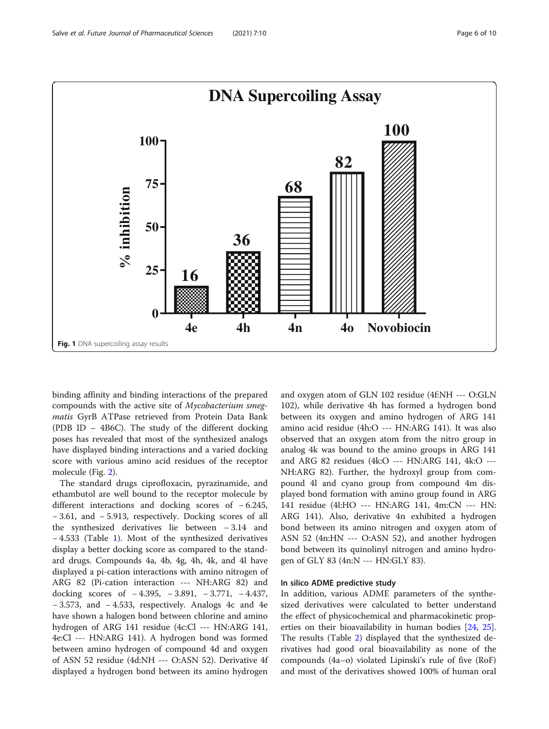Fig. 1 DNA supercoiling assay results

binding affinity and binding interactions of the prepared compounds with the active site of *Mycobacterium smegmatis* GyrB ATPase retrieved from Protein Data Bank (PDB ID – 4B6C). The study of the different docking poses has revealed that most of the synthesized analogs have displayed binding interactions and a varied docking score with various amino acid residues of the receptor molecule (Fig. 2).

The standard drugs ciprofloxacin, pyrazinamide, and ethambutol are well bound to the receptor molecule by different interactions and docking scores of − 6.245, − 3.61, and − 5.913, respectively. Docking scores of all the synthesized derivatives lie between − 3.14 and − 4.533 (Table 1). Most of the synthesized derivatives display a better docking score as compared to the standard drugs. Compounds 4a, 4b, 4g, 4h, 4k, and 4l have displayed a pi-cation interactions with amino nitrogen of ARG 82 (Pi-cation interaction --- NH:ARG 82) and docking scores of − 4.395, − 3.891, − 3.771, − 4.437, − 3.573, and − 4.533, respectively. Analogs 4c and 4e have shown a halogen bond between chlorine and amino hydrogen of ARG 141 residue (4c:Cl --- HN:ARG 141, 4e:Cl --- HN:ARG 141). A hydrogen bond was formed between amino hydrogen of compound 4d and oxygen of ASN 52 residue (4d:NH --- O:ASN 52). Derivative 4f displayed a hydrogen bond between its amino hydrogen and oxygen atom of GLN 102 residue (4f:NH --- O:GLN 102), while derivative 4h has formed a hydrogen bond between its oxygen and amino hydrogen of ARG 141 amino acid residue (4h:O --- HN:ARG 141). It was also observed that an oxygen atom from the nitro group in analog 4k was bound to the amino groups in ARG 141 and ARG 82 residues (4k:O --- HN:ARG 141, 4k:O --- NH:ARG 82). Further, the hydroxyl group from compound 4l and cyano group from compound 4m displayed bond formation with amino group found in ARG 141 residue (4l:HO --- HN:ARG 141, 4m:CN --- HN: ARG 141). Also, derivative 4n exhibited a hydrogen bond between its amino nitrogen and oxygen atom of ASN 52 (4n:HN --- O:ASN 52), and another hydrogen bond between its quinolinyl nitrogen and amino hydrogen of GLY 83 (4n:N --- HN:GLY 83).

### In silico ADME predictive study

In addition, various ADME parameters of the synthesized derivatives were calculated to better understand the effect of physicochemical and pharmacokinetic properties on their bioavailability in human bodies [24, 25]. The results (Table 2) displayed that the synthesized derivatives had good oral bioavailability as none of the compounds (4a–o) violated Lipinski's rule of five (RoF) and most of the derivatives showed 100% of human oral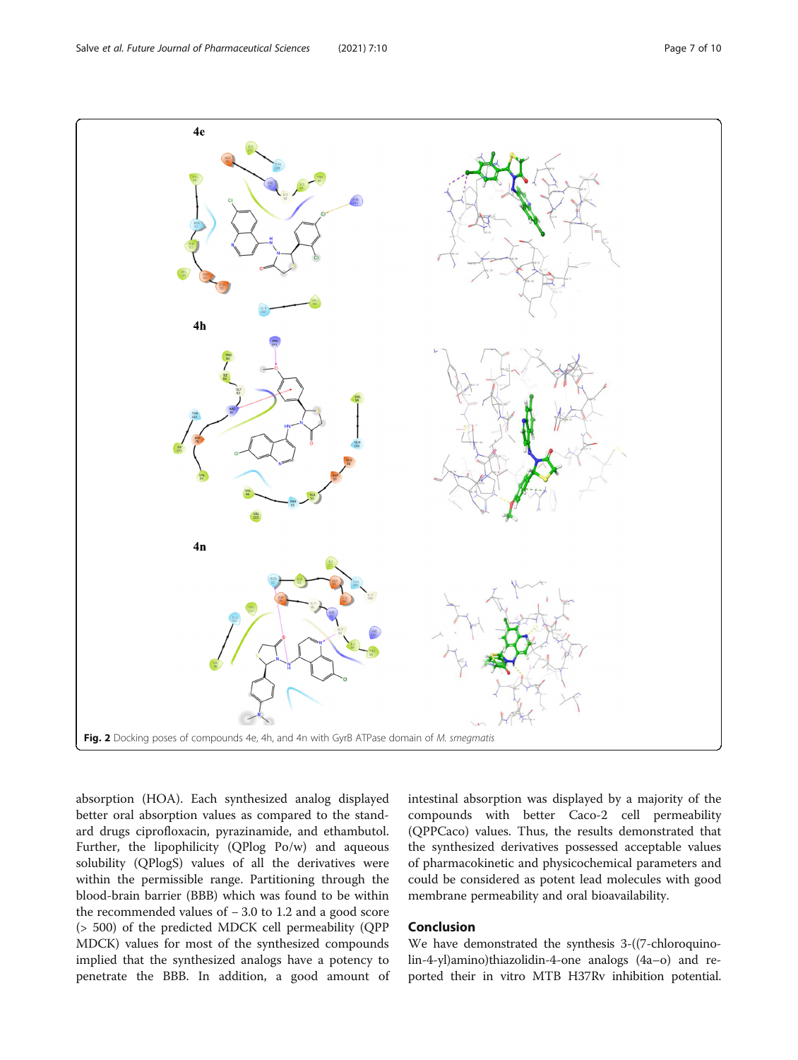Fig. 2 Docking poses of compounds 4e, 4h, and 4n with GyrB ATPase domain of *M. smegmatis*

absorption (HOA). Each synthesized analog displayed better oral absorption values as compared to the standard drugs ciprofloxacin, pyrazinamide, and ethambutol. Further, the lipophilicity (QPlog Po/w) and aqueous solubility (QPlogS) values of all the derivatives were within the permissible range. Partitioning through the blood-brain barrier (BBB) which was found to be within the recommended values of − 3.0 to 1.2 and a good score (> 500) of the predicted MDCK cell permeability (QPP MDCK) values for most of the synthesized compounds implied that the synthesized analogs have a potency to penetrate the BBB. In addition, a good amount of intestinal absorption was displayed by a majority of the compounds with better Caco-2 cell permeability (QPPCaco) values. Thus, the results demonstrated that the synthesized derivatives possessed acceptable values of pharmacokinetic and physicochemical parameters and could be considered as potent lead molecules with good membrane permeability and oral bioavailability.

## Conclusion

We have demonstrated the synthesis 3-((7-chloroquinolin-4-yl)amino)thiazolidin-4-one analogs (4a–o) and reported their in vitro MTB H37Rv inhibition potential.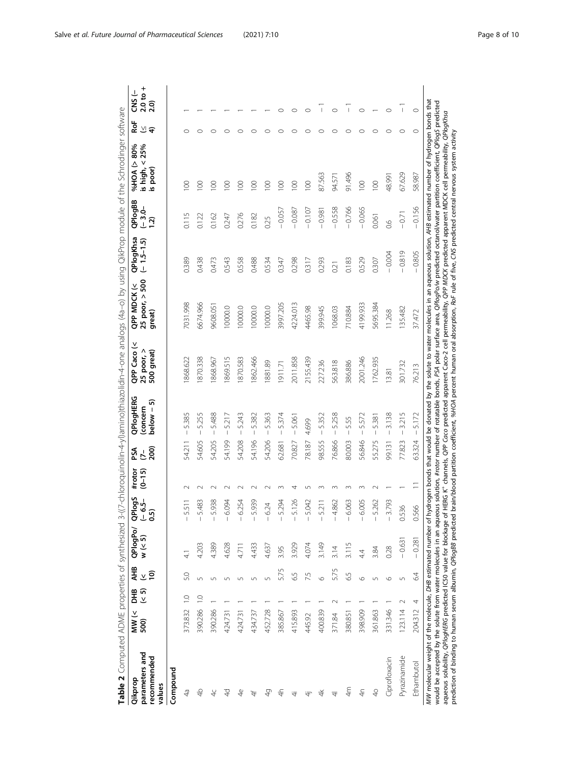**Table 2** Computed ADME properties of synthesized 3-((7-chloroquinolin-4-yl)amino)thiazolidin-4-one analogs (4a–o) by using QikProp module of the Schrodinger software

| Qikprop parameters and recommended values | MW (< 500) | DHB (< 5) | AHB (< 10) | QPlogPo/w (< 5) | QPlogS (− 6.5–0.5) | #rotor (0–15) | PSA (7–200) | QPlogHERG (concern below − 5) | QPP Caco (< 25 poor, > 500 great) | QPP MDCK (< 25 poor, > 500 great) | QPlogKhsa (− 1.5–1.5) | QPlogBB (− 3.0–1.2) | %HOA (> 80% is high, < 25% is poor) | RoF (≤ 4) | CNS (− 2.0 to + 2.0) |
|---|---|---|---|---|---|---|---|---|---|---|---|---|---|---|---|
| **Compound** | | | | | | | | | | | | | | | |
| 4a | 373.832 | 1.0 | 5.0 | 4.1 | − 5.511 | 2 | 54.211 | − 5.385 | 1868.622 | 7031.998 | 0.389 | 0.115 | 100 | 0 | 1 |
| 4b | 390.286 | 1.0 | 5 | 4.203 | − 5.483 | 2 | 54.605 | − 5.255 | 1870.338 | 6674.966 | 0.438 | 0.122 | 100 | 0 | 1 |
| 4c | 390.286 | 1 | 5 | 4.389 | − 5.938 | 2 | 54.205 | − 5.488 | 1868.967 | 9608.051 | 0.473 | 0.162 | 100 | 0 | 1 |
| 4d | 424.731 | 1 | 5 | 4.628 | − 6.094 | 2 | 54.199 | − 5.217 | 1869.515 | 10000.0 | 0.543 | 0.247 | 100 | 0 | 1 |
| 4e | 424.731 | 1 | 5 | 4.711 | − 6.254 | 2 | 54.208 | − 5.243 | 1870.583 | 10000.0 | 0.558 | 0.276 | 100 | 0 | 1 |
| 4f | 434.737 | 1 | 5 | 4.433 | − 5.939 | 2 | 54.196 | − 5.382 | 1862.466 | 10000.0 | 0.488 | 0.182 | 100 | 0 | 1 |
| 4g | 452.728 | 1 | 5 | 4.637 | − 6.24 | 2 | 54.206 | − 5.363 | 1881.89 | 10000.0 | 0.534 | 0.25 | 100 | 0 | 1 |
| 4h | 385.867 | 1 | 5.75 | 3.95 | − 5.294 | 3 | 62.681 | − 5.374 | 1911.71 | 3997.205 | 0.347 | − 0.057 | 100 | 0 | 0 |
| 4i | 415.893 | 1 | 6.5 | 3.929 | − 5.126 | 4 | 70.827 | − 5.061 | 2011.858 | 4224.013 | 0.298 | − 0.087 | 100 | 0 | 0 |
| 4j | 445.92 | 1 | 7.5 | 4.074 | − 5.042 | 5 | 78.187 | 4.699 | 2155.439 | 4465.98 | 0.317 | − 0.107 | 100 | 0 | 0 |
| 4k | 400.839 | 1 | 6 | 3.149 | − 5.211 | 3 | 98.555 | − 5.352 | 227.236 | 399.945 | 0.293 | − 0.981 | 87.563 | 0 | − 1 |
| 4l | 371.84 | 2 | 5.75 | 3.14 | − 4.862 | 3 | 76.866 | − 5.258 | 563.818 | 1068.03 | 0.21 | − 0.558 | 94.571 | 0 | 0 |
| 4m | 380.851 | 1 | 6.5 | 3.115 | − 6.063 | 3 | 80.003 | − 5.55 | 386.886 | 710.884 | 0.183 | − 0.766 | 91.496 | 0 | − 1 |
| 4n | 398.909 | 1 | 6 | 4.4 | − 6.005 | 3 | 56.846 | − 5.572 | 2001.246 | 4199.933 | 0.529 | − 0.065 | 100 | 0 | 0 |
| 4o | 361.863 | 1 | 5 | 3.84 | − 5.262 | 2 | 55.275 | − 5.381 | 1762.935 | 5695.384 | 0.307 | 0.061 | 100 | 0 | 1 |
| Ciprofloxacin | 331.346 | 1 | 6 | 0.28 | − 3.793 | 1 | 99.131 | − 3.138 | 13.81 | 11.268 | − 0.004 | 0.6 | 48.991 | 0 | 0 |
| Pyrazinamide | 123.114 | 2 | 5 | − 0.631 | 0.536 | 1 | 77.823 | − 3.215 | 301.732 | 135.482 | − 0.819 | − 0.71 | 67.629 | 0 | − 1 |
| Ethambutol | 204.312 | 4 | 6.4 | − 0.281 | 0.566 | 11 | 63.324 | − 5.172 | 76.213 | 37.472 | − 0.805 | − 0.156 | 58.987 | 0 | 0 |

*MW* molecular weight of the molecule, *DHB* estimated number of hydrogen bonds that would be donated by the solute to water molecules in an aqueous solution, *AHB* estimated number of hydrogen bonds that would be accepted by the solute from water molecules in an aqueous solution, *#rotor* number of rotatable bonds, *PSA* polar surface area, *QPlogPo/w* predicted octanol/water partition coefficient, *QPlogS* predicted aqueous solubility, *QPlogHERG* predicted IC50 value for blockage of HERG $K^+$ channels, *QPP Caco* predicted apparent Caco-2 cell permeability, *QPP MDCK* predicted apparent MDCK cell permeability, *QPlogKhsa* prediction of binding to human serum albumin, *QPlogBB* predicted brain/blood partition coefficient, *%HOA* percent human oral absorption, *RoF* rule of five, *CNS* predicted central nervous system activity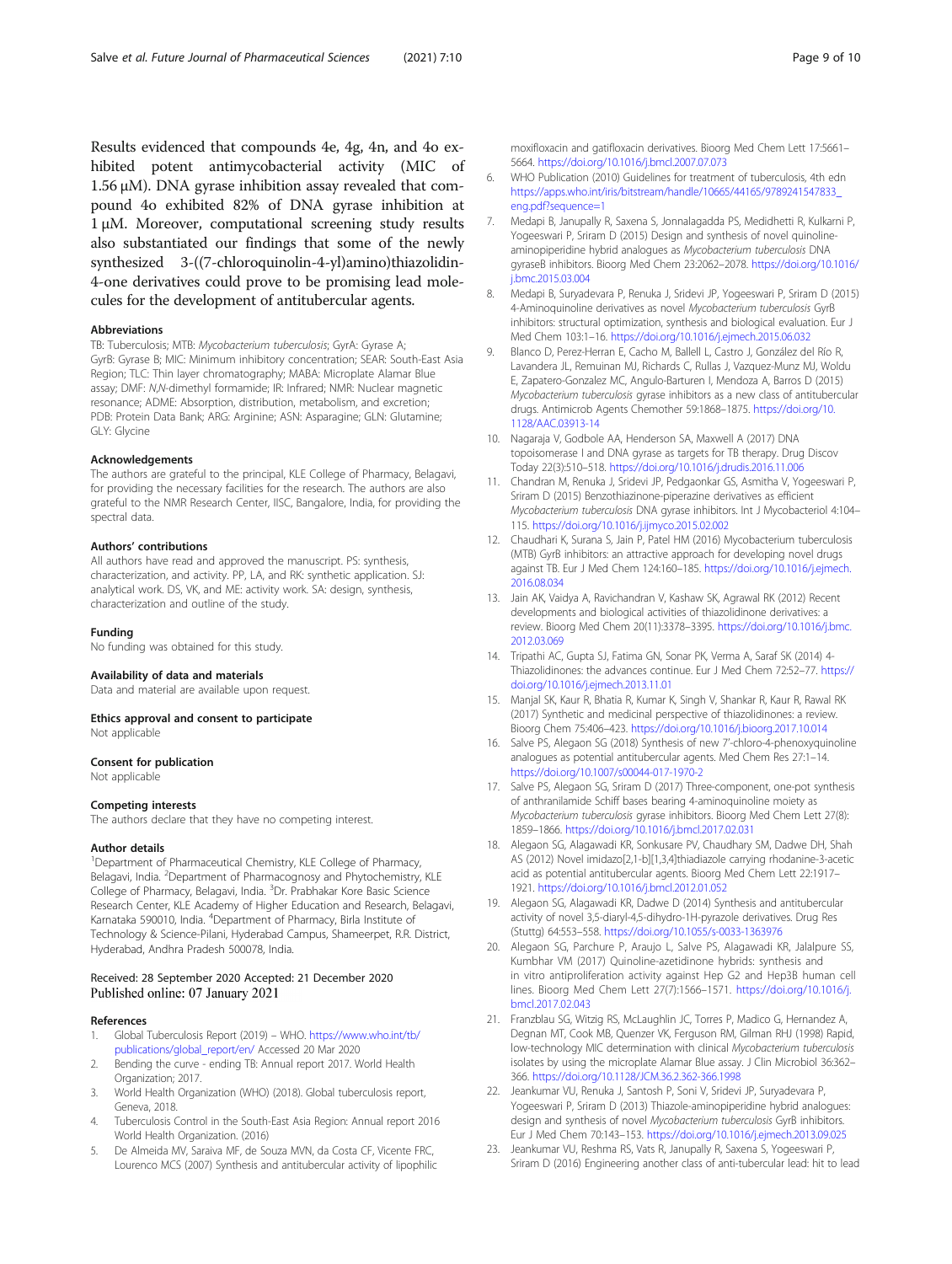Results evidenced that compounds 4e, 4g, 4n, and 4o exhibited potent antimycobacterial activity (MIC of 1.56 μM). DNA gyrase inhibition assay revealed that compound 4o exhibited 82% of DNA gyrase inhibition at 1 μM. Moreover, computational screening study results also substantiated our findings that some of the newly synthesized 3-((7-chloroquinolin-4-yl)amino)thiazolidin-4-one derivatives could prove to be promising lead molecules for the development of antitubercular agents.

#### Abbreviations

TB: Tuberculosis; MTB: *Mycobacterium tuberculosis*; GyrA: Gyrase A; GyrB: Gyrase B; MIC: Minimum inhibitory concentration; SEAR: South-East Asia Region; TLC: Thin layer chromatography; MABA: Microplate Alamar Blue assay; DMF: *N,N*-dimethyl formamide; IR: Infrared; NMR: Nuclear magnetic resonance; ADME: Absorption, distribution, metabolism, and excretion; PDB: Protein Data Bank; ARG: Arginine; ASN: Asparagine; GLN: Glutamine; GLY: Glycine

#### Acknowledgements

The authors are grateful to the principal, KLE College of Pharmacy, Belagavi, for providing the necessary facilities for the research. The authors are also grateful to the NMR Research Center, IISC, Bangalore, India, for providing the spectral data.

#### Authors' contributions

All authors have read and approved the manuscript. PS: synthesis, characterization, and activity. PP, LA, and RK: synthetic application. SJ: analytical work. DS, VK, and ME: activity work. SA: design, synthesis, characterization and outline of the study.

#### Funding

No funding was obtained for this study.

#### Availability of data and materials

Data and material are available upon request.

#### Ethics approval and consent to participate

Not applicable

#### Consent for publication

Not applicable

#### Competing interests

The authors declare that they have no competing interest.

#### Author details

[1]Department of Pharmaceutical Chemistry, KLE College of Pharmacy, Belagavi, India. [2]Department of Pharmacognosy and Phytochemistry, KLE College of Pharmacy, Belagavi, India. [3]Dr. Prabhakar Kore Basic Science Research Center, KLE Academy of Higher Education and Research, Belagavi, Karnataka 590010, India. [4]Department of Pharmacy, Birla Institute of Technology & Science-Pilani, Hyderabad Campus, Shameerpet, R.R. District, Hyderabad, Andhra Pradesh 500078, India.

Received: 28 September 2020 Accepted: 21 December 2020
Published online: 07 January 2021

#### References

1. Global Tuberculosis Report (2019) – WHO. https://www.who.int/tb/publications/global_report/en/ Accessed 20 Mar 2020
2. Bending the curve - ending TB: Annual report 2017. World Health Organization; 2017.
3. World Health Organization (WHO) (2018). Global tuberculosis report, Geneva, 2018.
4. Tuberculosis Control in the South-East Asia Region: Annual report 2016 World Health Organization. (2016)
5. De Almeida MV, Saraiva MF, de Souza MVN, da Costa CF, Vicente FRC, Lourenco MCS (2007) Synthesis and antitubercular activity of lipophilic moxifloxacin and gatifloxacin derivatives. Bioorg Med Chem Lett 17:5661–5664. https://doi.org/10.1016/j.bmcl.2007.07.073
6. WHO Publication (2010) Guidelines for treatment of tuberculosis, 4th edn https://apps.who.int/iris/bitstream/handle/10665/44165/9789241547833_eng.pdf?sequence=1
7. Medapi B, Janupally R, Saxena S, Jonnalagadda PS, Medidhetti R, Kulkarni P, Yogeeswari P, Sriram D (2015) Design and synthesis of novel quinoline-aminopiperidine hybrid analogues as *Mycobacterium tuberculosis* DNA gyraseB inhibitors. Bioorg Med Chem 23:2062–2078. https://doi.org/10.1016/j.bmc.2015.03.004
8. Medapi B, Suryadevara P, Renuka J, Sridevi JP, Yogeeswari P, Sriram D (2015) 4-Aminoquinoline derivatives as novel *Mycobacterium tuberculosis* GyrB inhibitors: structural optimization, synthesis and biological evaluation. Eur J Med Chem 103:1–16. https://doi.org/10.1016/j.ejmech.2015.06.032
9. Blanco D, Perez-Herran E, Cacho M, Ballell L, Castro J, González del Río R, Lavandera JL, Remuinan MJ, Richards C, Rullas J, Vazquez-Munz MJ, Woldu E, Zapatero-Gonzalez MC, Angulo-Barturen I, Mendoza A, Barros D (2015) *Mycobacterium tuberculosis* gyrase inhibitors as a new class of antitubercular drugs. Antimicrob Agents Chemother 59:1868–1875. https://doi.org/10.1128/AAC.03913-14
10. Nagaraja V, Godbole AA, Henderson SA, Maxwell A (2017) DNA topoisomerase I and DNA gyrase as targets for TB therapy. Drug Discov Today 22(3):510–518. https://doi.org/10.1016/j.drudis.2016.11.006
11. Chandran M, Renuka J, Sridevi JP, Pedgaonkar GS, Asmitha V, Yogeeswari P, Sriram D (2015) Benzothiazinone-piperazine derivatives as efficient *Mycobacterium tuberculosis* DNA gyrase inhibitors. Int J Mycobacteriol 4:104–115. https://doi.org/10.1016/j.ijmyco.2015.02.002
12. Chaudhari K, Surana S, Jain P, Patel HM (2016) Mycobacterium tuberculosis (MTB) GyrB inhibitors: an attractive approach for developing novel drugs against TB. Eur J Med Chem 124:160–185. https://doi.org/10.1016/j.ejmech.2016.08.034
13. Jain AK, Vaidya A, Ravichandran V, Kashaw SK, Agrawal RK (2012) Recent developments and biological activities of thiazolidinone derivatives: a review. Bioorg Med Chem 20(11):3378–3395. https://doi.org/10.1016/j.bmc.2012.03.069
14. Tripathi AC, Gupta SJ, Fatima GN, Sonar PK, Verma A, Saraf SK (2014) 4-Thiazolidinones: the advances continue. Eur J Med Chem 72:52–77. https://doi.org/10.1016/j.ejmech.2013.11.01
15. Manjal SK, Kaur R, Bhatia R, Kumar K, Singh V, Shankar R, Kaur R, Rawal RK (2017) Synthetic and medicinal perspective of thiazolidinones: a review. Bioorg Chem 75:406–423. https://doi.org/10.1016/j.bioorg.2017.10.014
16. Salve PS, Alegaon SG (2018) Synthesis of new 7′-chloro-4-phenoxyquinoline analogues as potential antitubercular agents. Med Chem Res 27:1–14. https://doi.org/10.1007/s00044-017-1970-2
17. Salve PS, Alegaon SG, Sriram D (2017) Three-component, one-pot synthesis of anthranilamide Schiff bases bearing 4-aminoquinoline moiety as *Mycobacterium tuberculosis* gyrase inhibitors. Bioorg Med Chem Lett 27(8):1859–1866. https://doi.org/10.1016/j.bmcl.2017.02.031
18. Alegaon SG, Alagawadi KR, Sonkusare PV, Chaudhary SM, Dadwe DH, Shah AS (2012) Novel imidazo[2,1-b][1,3,4]thiadiazole carrying rhodanine-3-acetic acid as potential antitubercular agents. Bioorg Med Chem Lett 22:1917–1921. https://doi.org/10.1016/j.bmcl.2012.01.052
19. Alegaon SG, Alagawadi KR, Dadwe D (2014) Synthesis and antitubercular activity of novel 3,5-diaryl-4,5-dihydro-1H-pyrazole derivatives. Drug Res (Stuttg) 64:553–558. https://doi.org/10.1055/s-0033-1363976
20. Alegaon SG, Parchure P, Araujo L, Salve PS, Alagawadi KR, Jalalpure SS, Kumbhar VM (2017) Quinoline-azetidinone hybrids: synthesis and in vitro antiproliferation activity against Hep G2 and Hep3B human cell lines. Bioorg Med Chem Lett 27(7):1566–1571. https://doi.org/10.1016/j.bmcl.2017.02.043
21. Franzblau SG, Witzig RS, McLaughlin JC, Torres P, Madico G, Hernandez A, Degnan MT, Cook MB, Quenzer VK, Ferguson RM, Gilman RHJ (1998) Rapid, low-technology MIC determination with clinical *Mycobacterium tuberculosis* isolates by using the microplate Alamar Blue assay. J Clin Microbiol 36:362–366. https://doi.org/10.1128/JCM.36.2.362-366.1998
22. Jeankumar VU, Renuka J, Santosh P, Soni V, Sridevi JP, Suryadevara P, Yogeeswari P, Sriram D (2013) Thiazole-aminopiperidine hybrid analogues: design and synthesis of novel *Mycobacterium tuberculosis* GyrB inhibitors. Eur J Med Chem 70:143–153. https://doi.org/10.1016/j.ejmech.2013.09.025
23. Jeankumar VU, Reshma RS, Vats R, Janupally R, Saxena S, Yogeeswari P, Sriram D (2016) Engineering another class of anti-tubercular lead: hit to lead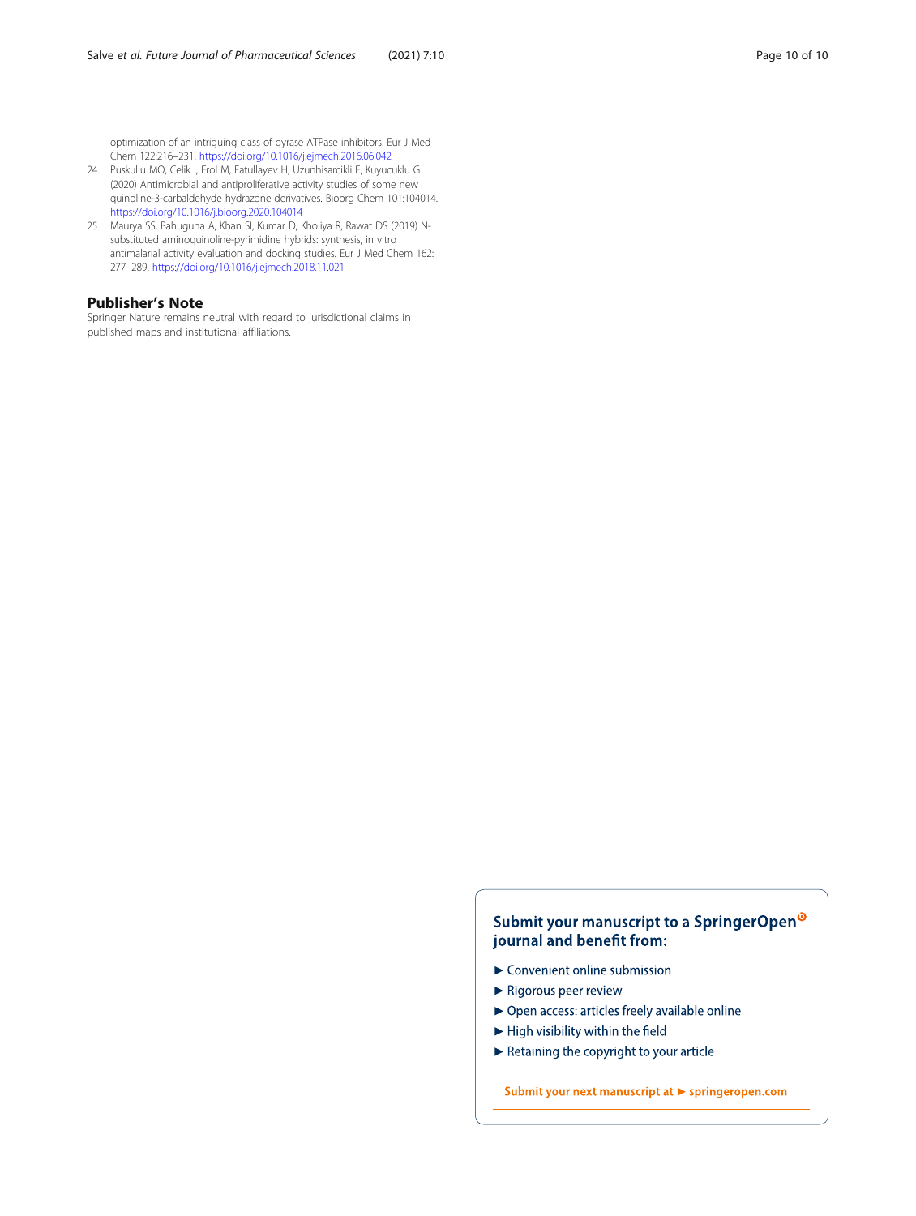optimization of an intriguing class of gyrase ATPase inhibitors. Eur J Med Chem 122:216–231. https://doi.org/10.1016/j.ejmech.2016.06.042

24. Puskullu MO, Celik I, Erol M, Fatullayev H, Uzunhisarcikli E, Kuyucuklu G (2020) Antimicrobial and antiproliferative activity studies of some new quinoline-3-carbaldehyde hydrazone derivatives. Bioorg Chem 101:104014. https://doi.org/10.1016/j.bioorg.2020.104014
25. Maurya SS, Bahuguna A, Khan SI, Kumar D, Kholiya R, Rawat DS (2019) N-substituted aminoquinoline-pyrimidine hybrids: synthesis, in vitro antimalarial activity evaluation and docking studies. Eur J Med Chem 162: 277–289. https://doi.org/10.1016/j.ejmech.2018.11.021

## Publisher's Note

Springer Nature remains neutral with regard to jurisdictional claims in published maps and institutional affiliations.

**Submit your manuscript to a SpringerOpen journal and benefit from:**

- ► Convenient online submission
- ► Rigorous peer review
- ► Open access: articles freely available online
- ► High visibility within the field
- ► Retaining the copyright to your article

**Submit your next manuscript at ► springeropen.com**